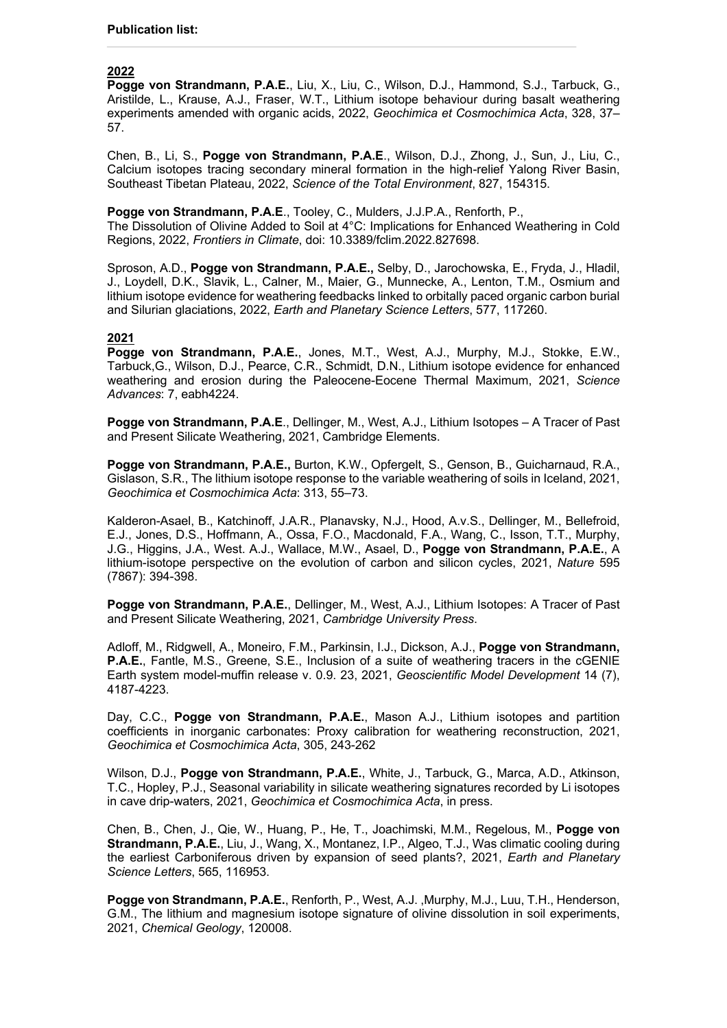**Publication list:**

---

## 2022

**Pogge von Strandmann, P.A.E.**, Liu, X., Liu, C., Wilson, D.J., Hammond, S.J., Tarbuck, G., Aristilde, L., Krause, A.J., Fraser, W.T., Lithium isotope behaviour during basalt weathering experiments amended with organic acids, 2022, *Geochimica et Cosmochimica Acta*, 328, 37–57.

Chen, B., Li, S., **Pogge von Strandmann, P.A.E**., Wilson, D.J., Zhong, J., Sun, J., Liu, C., Calcium isotopes tracing secondary mineral formation in the high-relief Yalong River Basin, Southeast Tibetan Plateau, 2022, *Science of the Total Environment*, 827, 154315.

**Pogge von Strandmann, P.A.E**., Tooley, C., Mulders, J.J.P.A., Renforth, P., The Dissolution of Olivine Added to Soil at 4°C: Implications for Enhanced Weathering in Cold Regions, 2022, *Frontiers in Climate*, doi: 10.3389/fclim.2022.827698.

Sproson, A.D., **Pogge von Strandmann, P.A.E.,** Selby, D., Jarochowska, E., Fryda, J., Hladil, J., Loydell, D.K., Slavik, L., Calner, M., Maier, G., Munnecke, A., Lenton, T.M., Osmium and lithium isotope evidence for weathering feedbacks linked to orbitally paced organic carbon burial and Silurian glaciations, 2022, *Earth and Planetary Science Letters*, 577, 117260.

## 2021

**Pogge von Strandmann, P.A.E.**, Jones, M.T., West, A.J., Murphy, M.J., Stokke, E.W., Tarbuck,G., Wilson, D.J., Pearce, C.R., Schmidt, D.N., Lithium isotope evidence for enhanced weathering and erosion during the Paleocene-Eocene Thermal Maximum, 2021, *Science Advances*: 7, eabh4224.

**Pogge von Strandmann, P.A.E**., Dellinger, M., West, A.J., Lithium Isotopes – A Tracer of Past and Present Silicate Weathering, 2021, Cambridge Elements.

**Pogge von Strandmann, P.A.E.,** Burton, K.W., Opfergelt, S., Genson, B., Guicharnaud, R.A., Gislason, S.R., The lithium isotope response to the variable weathering of soils in Iceland, 2021, *Geochimica et Cosmochimica Acta*: 313, 55–73.

Kalderon-Asael, B., Katchinoff, J.A.R., Planavsky, N.J., Hood, A.v.S., Dellinger, M., Bellefroid, E.J., Jones, D.S., Hoffmann, A., Ossa, F.O., Macdonald, F.A., Wang, C., Isson, T.T., Murphy, J.G., Higgins, J.A., West. A.J., Wallace, M.W., Asael, D., **Pogge von Strandmann, P.A.E.**, A lithium-isotope perspective on the evolution of carbon and silicon cycles, 2021, *Nature* 595 (7867): 394-398.

**Pogge von Strandmann, P.A.E.**, Dellinger, M., West, A.J., Lithium Isotopes: A Tracer of Past and Present Silicate Weathering, 2021, *Cambridge University Press*.

Adloff, M., Ridgwell, A., Moneiro, F.M., Parkinsin, I.J., Dickson, A.J., **Pogge von Strandmann, P.A.E.**, Fantle, M.S., Greene, S.E., Inclusion of a suite of weathering tracers in the cGENIE Earth system model-muffin release v. 0.9. 23, 2021, *Geoscientific Model Development* 14 (7), 4187-4223.

Day, C.C., **Pogge von Strandmann, P.A.E.**, Mason A.J., Lithium isotopes and partition coefficients in inorganic carbonates: Proxy calibration for weathering reconstruction, 2021, *Geochimica et Cosmochimica Acta*, 305, 243-262

Wilson, D.J., **Pogge von Strandmann, P.A.E.**, White, J., Tarbuck, G., Marca, A.D., Atkinson, T.C., Hopley, P.J., Seasonal variability in silicate weathering signatures recorded by Li isotopes in cave drip-waters, 2021, *Geochimica et Cosmochimica Acta*, in press.

Chen, B., Chen, J., Qie, W., Huang, P., He, T., Joachimski, M.M., Regelous, M., **Pogge von Strandmann, P.A.E.**, Liu, J., Wang, X., Montanez, I.P., Algeo, T.J., Was climatic cooling during the earliest Carboniferous driven by expansion of seed plants?, 2021, *Earth and Planetary Science Letters*, 565, 116953.

**Pogge von Strandmann, P.A.E.**, Renforth, P., West, A.J. ,Murphy, M.J., Luu, T.H., Henderson, G.M., The lithium and magnesium isotope signature of olivine dissolution in soil experiments, 2021, *Chemical Geology*, 120008.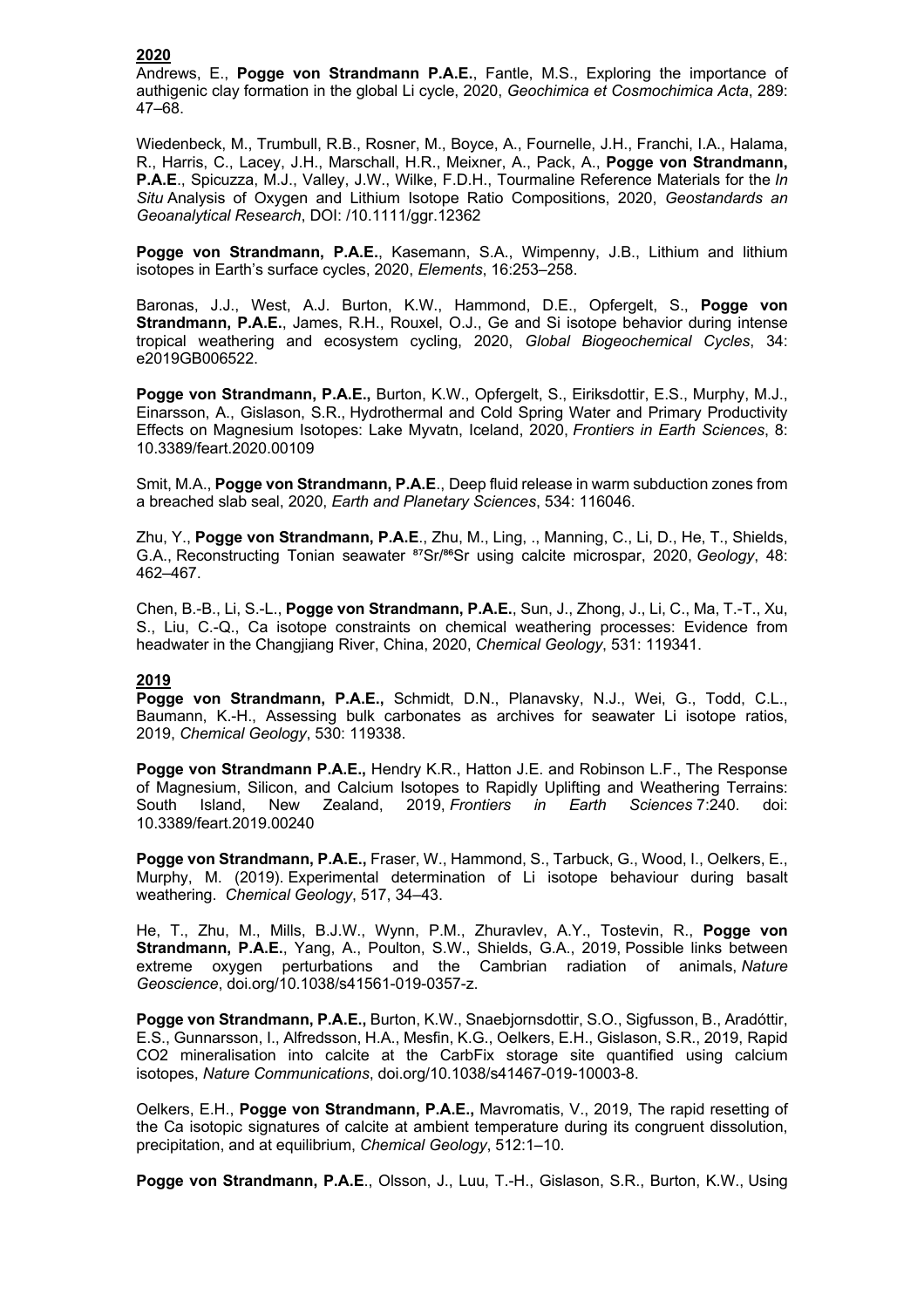**2020**

Andrews, E., **Pogge von Strandmann P.A.E.**, Fantle, M.S., Exploring the importance of authigenic clay formation in the global Li cycle, 2020, *Geochimica et Cosmochimica Acta*, 289: 47–68.

Wiedenbeck, M., Trumbull, R.B., Rosner, M., Boyce, A., Fournelle, J.H., Franchi, I.A., Halama, R., Harris, C., Lacey, J.H., Marschall, H.R., Meixner, A., Pack, A., **Pogge von Strandmann, P.A.E**., Spicuzza, M.J., Valley, J.W., Wilke, F.D.H., Tourmaline Reference Materials for the *In Situ* Analysis of Oxygen and Lithium Isotope Ratio Compositions, 2020, *Geostandards an Geoanalytical Research*, DOI: /10.1111/ggr.12362

**Pogge von Strandmann, P.A.E.**, Kasemann, S.A., Wimpenny, J.B., Lithium and lithium isotopes in Earth's surface cycles, 2020, *Elements*, 16:253–258.

Baronas, J.J., West, A.J. Burton, K.W., Hammond, D.E., Opfergelt, S., **Pogge von Strandmann, P.A.E.**, James, R.H., Rouxel, O.J., Ge and Si isotope behavior during intense tropical weathering and ecosystem cycling, 2020, *Global Biogeochemical Cycles*, 34: e2019GB006522.

**Pogge von Strandmann, P.A.E.,** Burton, K.W., Opfergelt, S., Eiriksdottir, E.S., Murphy, M.J., Einarsson, A., Gislason, S.R., Hydrothermal and Cold Spring Water and Primary Productivity Effects on Magnesium Isotopes: Lake Myvatn, Iceland, 2020, *Frontiers in Earth Sciences*, 8: 10.3389/feart.2020.00109

Smit, M.A., **Pogge von Strandmann, P.A.E**., Deep fluid release in warm subduction zones from a breached slab seal, 2020, *Earth and Planetary Sciences*, 534: 116046.

Zhu, Y., **Pogge von Strandmann, P.A.E**., Zhu, M., Ling, ., Manning, C., Li, D., He, T., Shields, G.A., Reconstructing Tonian seawater $^{87}$Sr/$^{86}$Sr using calcite microspar, 2020, *Geology*, 48: 462–467.

Chen, B.-B., Li, S.-L., **Pogge von Strandmann, P.A.E.**, Sun, J., Zhong, J., Li, C., Ma, T.-T., Xu, S., Liu, C.-Q., Ca isotope constraints on chemical weathering processes: Evidence from headwater in the Changjiang River, China, 2020, *Chemical Geology*, 531: 119341.

**2019**

**Pogge von Strandmann, P.A.E.,** Schmidt, D.N., Planavsky, N.J., Wei, G., Todd, C.L., Baumann, K.-H., Assessing bulk carbonates as archives for seawater Li isotope ratios, 2019, *Chemical Geology*, 530: 119338.

**Pogge von Strandmann P.A.E.,** Hendry K.R., Hatton J.E. and Robinson L.F., The Response of Magnesium, Silicon, and Calcium Isotopes to Rapidly Uplifting and Weathering Terrains: South Island, New Zealand, 2019, *Frontiers in Earth Sciences* 7:240. doi: 10.3389/feart.2019.00240

**Pogge von Strandmann, P.A.E.,** Fraser, W., Hammond, S., Tarbuck, G., Wood, I., Oelkers, E., Murphy, M. (2019). Experimental determination of Li isotope behaviour during basalt weathering. *Chemical Geology*, 517, 34–43.

He, T., Zhu, M., Mills, B.J.W., Wynn, P.M., Zhuravlev, A.Y., Tostevin, R., **Pogge von Strandmann, P.A.E.**, Yang, A., Poulton, S.W., Shields, G.A., 2019, Possible links between extreme oxygen perturbations and the Cambrian radiation of animals, *Nature Geoscience*, doi.org/10.1038/s41561-019-0357-z.

**Pogge von Strandmann, P.A.E.,** Burton, K.W., Snaebjornsdottir, S.O., Sigfusson, B., Aradóttir, E.S., Gunnarsson, I., Alfredsson, H.A., Mesfin, K.G., Oelkers, E.H., Gislason, S.R., 2019, Rapid CO2 mineralisation into calcite at the CarbFix storage site quantified using calcium isotopes, *Nature Communications*, doi.org/10.1038/s41467-019-10003-8.

Oelkers, E.H., **Pogge von Strandmann, P.A.E.,** Mavromatis, V., 2019, The rapid resetting of the Ca isotopic signatures of calcite at ambient temperature during its congruent dissolution, precipitation, and at equilibrium, *Chemical Geology*, 512:1–10.

**Pogge von Strandmann, P.A.E**., Olsson, J., Luu, T.-H., Gislason, S.R., Burton, K.W., Using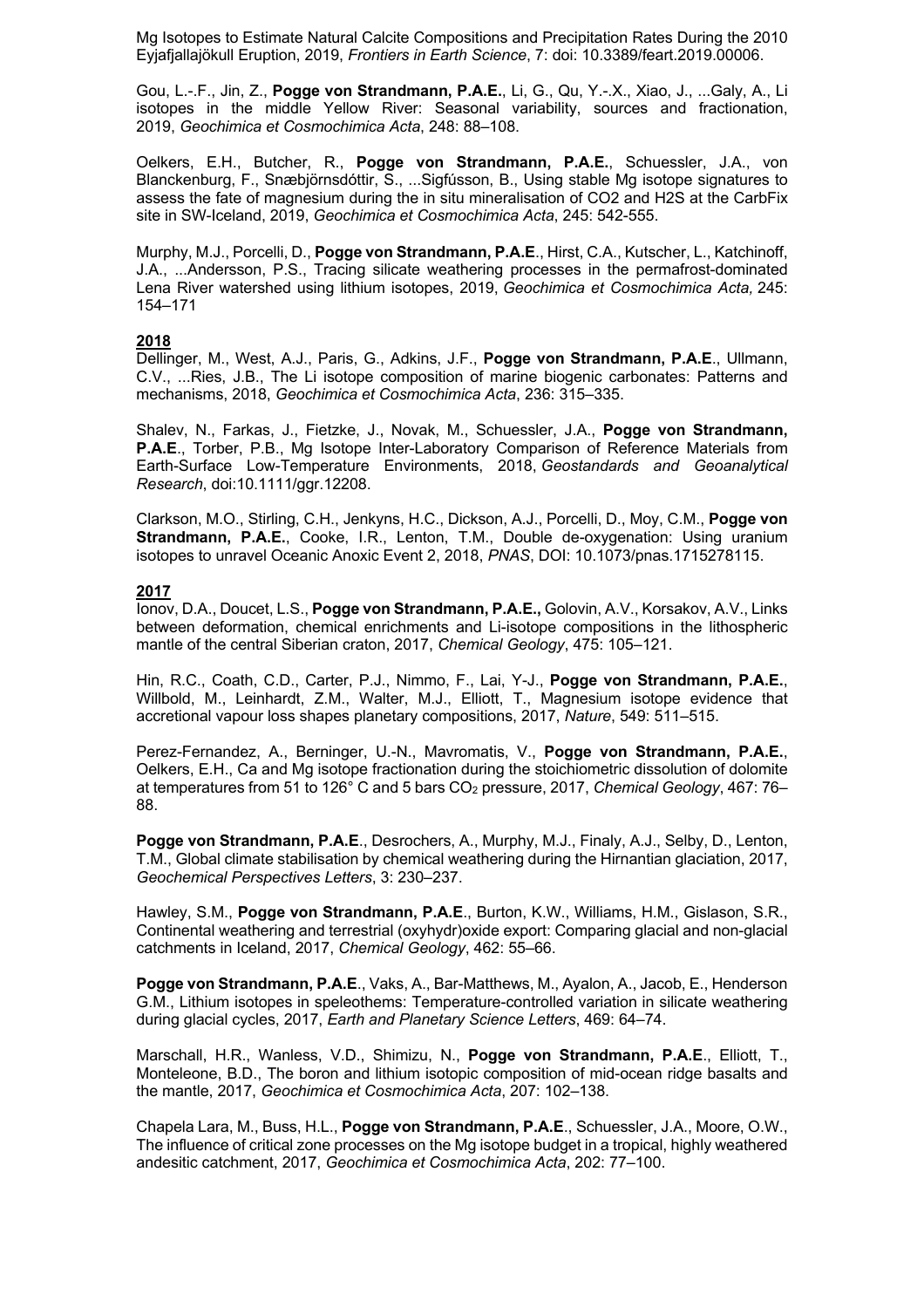Mg Isotopes to Estimate Natural Calcite Compositions and Precipitation Rates During the 2010 Eyjafjallajökull Eruption, 2019, *Frontiers in Earth Science*, 7: doi: 10.3389/feart.2019.00006.

Gou, L.-F., Jin, Z., **Pogge von Strandmann, P.A.E.**, Li, G., Qu, Y.-X., Xiao, J., ...Galy, A., Li isotopes in the middle Yellow River: Seasonal variability, sources and fractionation, 2019, *Geochimica et Cosmochimica Acta*, 248: 88–108.

Oelkers, E.H., Butcher, R., **Pogge von Strandmann, P.A.E.**, Schuessler, J.A., von Blanckenburg, F., Snæbjörnsdóttir, S., ...Sigfússon, B., Using stable Mg isotope signatures to assess the fate of magnesium during the in situ mineralisation of CO2 and H2S at the CarbFix site in SW-Iceland, 2019, *Geochimica et Cosmochimica Acta*, 245: 542-555.

Murphy, M.J., Porcelli, D., **Pogge von Strandmann, P.A.E**., Hirst, C.A., Kutscher, L., Katchinoff, J.A., ...Andersson, P.S., Tracing silicate weathering processes in the permafrost-dominated Lena River watershed using lithium isotopes, 2019, *Geochimica et Cosmochimica Acta,* 245: 154–171

**2018**

Dellinger, M., West, A.J., Paris, G., Adkins, J.F., **Pogge von Strandmann, P.A.E**., Ullmann, C.V., ...Ries, J.B., The Li isotope composition of marine biogenic carbonates: Patterns and mechanisms, 2018, *Geochimica et Cosmochimica Acta*, 236: 315–335.

Shalev, N., Farkas, J., Fietzke, J., Novak, M., Schuessler, J.A., **Pogge von Strandmann, P.A.E**., Torber, P.B., Mg Isotope Inter-Laboratory Comparison of Reference Materials from Earth-Surface Low-Temperature Environments, 2018, *Geostandards and Geoanalytical Research*, doi:10.1111/ggr.12208.

Clarkson, M.O., Stirling, C.H., Jenkyns, H.C., Dickson, A.J., Porcelli, D., Moy, C.M., **Pogge von Strandmann, P.A.E.**, Cooke, I.R., Lenton, T.M., Double de-oxygenation: Using uranium isotopes to unravel Oceanic Anoxic Event 2, 2018, *PNAS*, DOI: 10.1073/pnas.1715278115.

**2017**

Ionov, D.A., Doucet, L.S., **Pogge von Strandmann, P.A.E.,** Golovin, A.V., Korsakov, A.V., Links between deformation, chemical enrichments and Li-isotope compositions in the lithospheric mantle of the central Siberian craton, 2017, *Chemical Geology*, 475: 105–121.

Hin, R.C., Coath, C.D., Carter, P.J., Nimmo, F., Lai, Y-J., **Pogge von Strandmann, P.A.E.**, Willbold, M., Leinhardt, Z.M., Walter, M.J., Elliott, T., Magnesium isotope evidence that accretional vapour loss shapes planetary compositions, 2017, *Nature*, 549: 511–515.

Perez-Fernandez, A., Berninger, U.-N., Mavromatis, V., **Pogge von Strandmann, P.A.E.**, Oelkers, E.H., Ca and Mg isotope fractionation during the stoichiometric dissolution of dolomite at temperatures from 51 to 126° C and 5 bars $CO_2$ pressure, 2017, *Chemical Geology*, 467: 76–88.

**Pogge von Strandmann, P.A.E**., Desrochers, A., Murphy, M.J., Finaly, A.J., Selby, D., Lenton, T.M., Global climate stabilisation by chemical weathering during the Hirnantian glaciation, 2017, *Geochemical Perspectives Letters*, 3: 230–237.

Hawley, S.M., **Pogge von Strandmann, P.A.E**., Burton, K.W., Williams, H.M., Gislason, S.R., Continental weathering and terrestrial (oxyhydr)oxide export: Comparing glacial and non-glacial catchments in Iceland, 2017, *Chemical Geology*, 462: 55–66.

**Pogge von Strandmann, P.A.E**., Vaks, A., Bar-Matthews, M., Ayalon, A., Jacob, E., Henderson G.M., Lithium isotopes in speleothems: Temperature-controlled variation in silicate weathering during glacial cycles, 2017, *Earth and Planetary Science Letters*, 469: 64–74.

Marschall, H.R., Wanless, V.D., Shimizu, N., **Pogge von Strandmann, P.A.E**., Elliott, T., Monteleone, B.D., The boron and lithium isotopic composition of mid-ocean ridge basalts and the mantle, 2017, *Geochimica et Cosmochimica Acta*, 207: 102–138.

Chapela Lara, M., Buss, H.L., **Pogge von Strandmann, P.A.E**., Schuessler, J.A., Moore, O.W., The influence of critical zone processes on the Mg isotope budget in a tropical, highly weathered andesitic catchment, 2017, *Geochimica et Cosmochimica Acta*, 202: 77–100.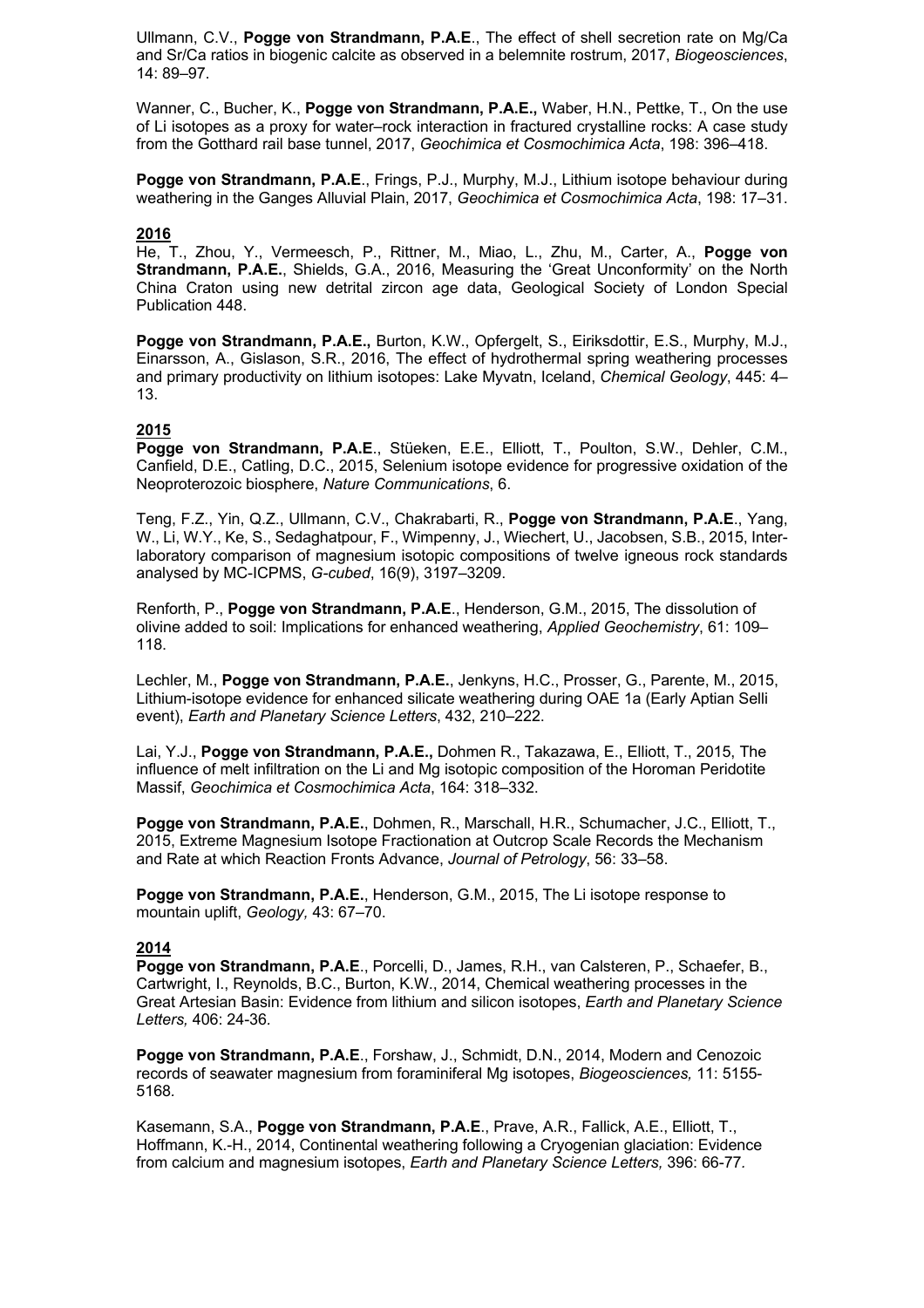Ullmann, C.V., **Pogge von Strandmann, P.A.E**., The effect of shell secretion rate on Mg/Ca and Sr/Ca ratios in biogenic calcite as observed in a belemnite rostrum, 2017, *Biogeosciences*, 14: 89–97.

Wanner, C., Bucher, K., **Pogge von Strandmann, P.A.E.,** Waber, H.N., Pettke, T., On the use of Li isotopes as a proxy for water–rock interaction in fractured crystalline rocks: A case study from the Gotthard rail base tunnel, 2017, *Geochimica et Cosmochimica Acta*, 198: 396–418.

**Pogge von Strandmann, P.A.E**., Frings, P.J., Murphy, M.J., Lithium isotope behaviour during weathering in the Ganges Alluvial Plain, 2017, *Geochimica et Cosmochimica Acta*, 198: 17–31.

## 2016

He, T., Zhou, Y., Vermeesch, P., Rittner, M., Miao, L., Zhu, M., Carter, A., **Pogge von Strandmann, P.A.E.**, Shields, G.A., 2016, Measuring the 'Great Unconformity' on the North China Craton using new detrital zircon age data, Geological Society of London Special Publication 448.

**Pogge von Strandmann, P.A.E.,** Burton, K.W., Opfergelt, S., Eiriksdottir, E.S., Murphy, M.J., Einarsson, A., Gislason, S.R., 2016, The effect of hydrothermal spring weathering processes and primary productivity on lithium isotopes: Lake Myvatn, Iceland, *Chemical Geology*, 445: 4–13.

## 2015

**Pogge von Strandmann, P.A.E**., Stüeken, E.E., Elliott, T., Poulton, S.W., Dehler, C.M., Canfield, D.E., Catling, D.C., 2015, Selenium isotope evidence for progressive oxidation of the Neoproterozoic biosphere, *Nature Communications*, 6.

Teng, F.Z., Yin, Q.Z., Ullmann, C.V., Chakrabarti, R., **Pogge von Strandmann, P.A.E**., Yang, W., Li, W.Y., Ke, S., Sedaghatpour, F., Wimpenny, J., Wiechert, U., Jacobsen, S.B., 2015, Inter-laboratory comparison of magnesium isotopic compositions of twelve igneous rock standards analysed by MC-ICPMS, *G-cubed*, 16(9), 3197–3209.

Renforth, P., **Pogge von Strandmann, P.A.E**., Henderson, G.M., 2015, The dissolution of olivine added to soil: Implications for enhanced weathering, *Applied Geochemistry*, 61: 109–118.

Lechler, M., **Pogge von Strandmann, P.A.E.**, Jenkyns, H.C., Prosser, G., Parente, M., 2015, Lithium-isotope evidence for enhanced silicate weathering during OAE 1a (Early Aptian Selli event), *Earth and Planetary Science Letters*, 432, 210–222.

Lai, Y.J., **Pogge von Strandmann, P.A.E.,** Dohmen R., Takazawa, E., Elliott, T., 2015, The influence of melt infiltration on the Li and Mg isotopic composition of the Horoman Peridotite Massif, *Geochimica et Cosmochimica Acta*, 164: 318–332.

**Pogge von Strandmann, P.A.E.**, Dohmen, R., Marschall, H.R., Schumacher, J.C., Elliott, T., 2015, Extreme Magnesium Isotope Fractionation at Outcrop Scale Records the Mechanism and Rate at which Reaction Fronts Advance, *Journal of Petrology*, 56: 33–58.

**Pogge von Strandmann, P.A.E.**, Henderson, G.M., 2015, The Li isotope response to mountain uplift, *Geology,* 43: 67–70.

## 2014

**Pogge von Strandmann, P.A.E**., Porcelli, D., James, R.H., van Calsteren, P., Schaefer, B., Cartwright, I., Reynolds, B.C., Burton, K.W., 2014, Chemical weathering processes in the Great Artesian Basin: Evidence from lithium and silicon isotopes, *Earth and Planetary Science Letters,* 406: 24-36.

**Pogge von Strandmann, P.A.E**., Forshaw, J., Schmidt, D.N., 2014, Modern and Cenozoic records of seawater magnesium from foraminiferal Mg isotopes, *Biogeosciences,* 11: 5155-5168.

Kasemann, S.A., **Pogge von Strandmann, P.A.E**., Prave, A.R., Fallick, A.E., Elliott, T., Hoffmann, K.-H., 2014, Continental weathering following a Cryogenian glaciation: Evidence from calcium and magnesium isotopes, *Earth and Planetary Science Letters,* 396: 66-77.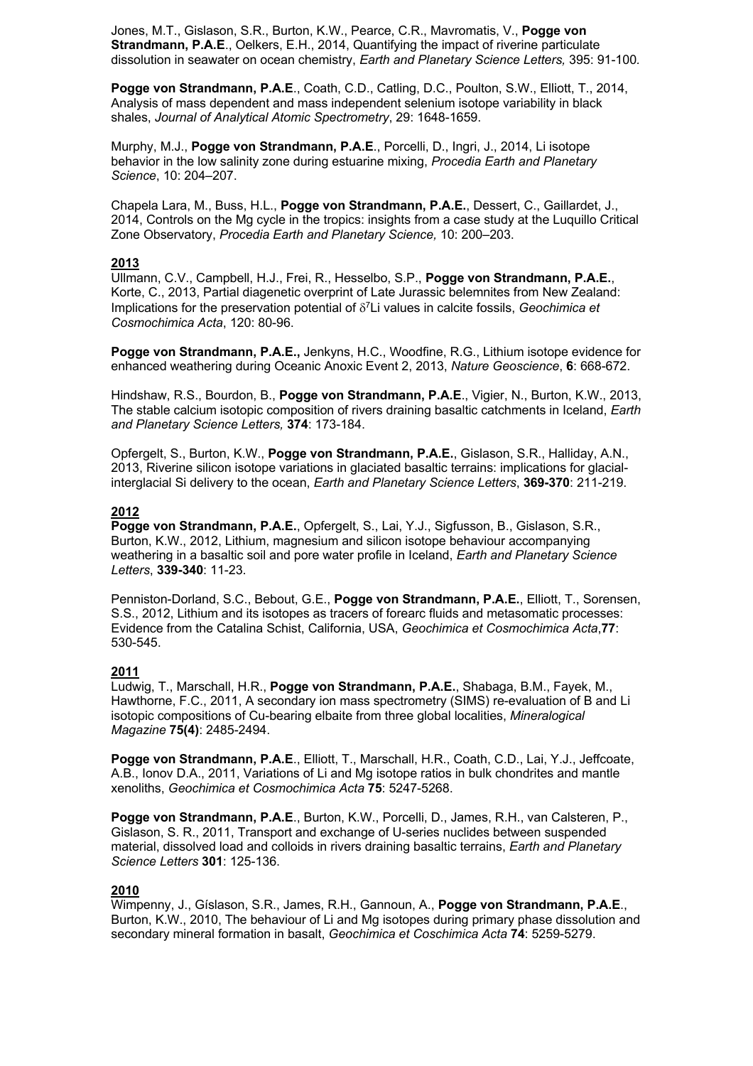Jones, M.T., Gislason, S.R., Burton, K.W., Pearce, C.R., Mavromatis, V., **Pogge von Strandmann, P.A.E**., Oelkers, E.H., 2014, Quantifying the impact of riverine particulate dissolution in seawater on ocean chemistry, *Earth and Planetary Science Letters,* 395: 91-100*.*

**Pogge von Strandmann, P.A.E**., Coath, C.D., Catling, D.C., Poulton, S.W., Elliott, T., 2014, Analysis of mass dependent and mass independent selenium isotope variability in black shales, *Journal of Analytical Atomic Spectrometry*, 29: 1648-1659.

Murphy, M.J., **Pogge von Strandmann, P.A.E**., Porcelli, D., Ingri, J., 2014, Li isotope behavior in the low salinity zone during estuarine mixing, *Procedia Earth and Planetary Science*, 10: 204–207.

Chapela Lara, M., Buss, H.L., **Pogge von Strandmann, P.A.E.**, Dessert, C., Gaillardet, J., 2014, Controls on the Mg cycle in the tropics: insights from a case study at the Luquillo Critical Zone Observatory, *Procedia Earth and Planetary Science,* 10: 200–203.

## 2013

Ullmann, C.V., Campbell, H.J., Frei, R., Hesselbo, S.P., **Pogge von Strandmann, P.A.E.**, Korte, C., 2013, Partial diagenetic overprint of Late Jurassic belemnites from New Zealand: Implications for the preservation potential of $\delta^7$Li values in calcite fossils, *Geochimica et Cosmochimica Acta*, 120: 80-96.

**Pogge von Strandmann, P.A.E.,** Jenkyns, H.C., Woodfine, R.G., Lithium isotope evidence for enhanced weathering during Oceanic Anoxic Event 2, 2013, *Nature Geoscience*, **6**: 668-672.

Hindshaw, R.S., Bourdon, B., **Pogge von Strandmann, P.A.E**., Vigier, N., Burton, K.W., 2013, The stable calcium isotopic composition of rivers draining basaltic catchments in Iceland, *Earth and Planetary Science Letters,* **374**: 173-184.

Opfergelt, S., Burton, K.W., **Pogge von Strandmann, P.A.E.**, Gislason, S.R., Halliday, A.N., 2013, Riverine silicon isotope variations in glaciated basaltic terrains: implications for glacial-interglacial Si delivery to the ocean, *Earth and Planetary Science Letters*, **369-370**: 211-219.

## 2012

**Pogge von Strandmann, P.A.E.**, Opfergelt, S., Lai, Y.J., Sigfusson, B., Gislason, S.R., Burton, K.W., 2012, Lithium, magnesium and silicon isotope behaviour accompanying weathering in a basaltic soil and pore water profile in Iceland, *Earth and Planetary Science Letters*, **339-340**: 11-23.

Penniston-Dorland, S.C., Bebout, G.E., **Pogge von Strandmann, P.A.E.**, Elliott, T., Sorensen, S.S., 2012, Lithium and its isotopes as tracers of forearc fluids and metasomatic processes: Evidence from the Catalina Schist, California, USA, *Geochimica et Cosmochimica Acta*,**77**: 530-545.

## 2011

Ludwig, T., Marschall, H.R., **Pogge von Strandmann, P.A.E.**, Shabaga, B.M., Fayek, M., Hawthorne, F.C., 2011, A secondary ion mass spectrometry (SIMS) re-evaluation of B and Li isotopic compositions of Cu-bearing elbaite from three global localities, *Mineralogical Magazine* **75(4)**: 2485-2494.

**Pogge von Strandmann, P.A.E**., Elliott, T., Marschall, H.R., Coath, C.D., Lai, Y.J., Jeffcoate, A.B., Ionov D.A., 2011, Variations of Li and Mg isotope ratios in bulk chondrites and mantle xenoliths, *Geochimica et Cosmochimica Acta* **75**: 5247-5268.

**Pogge von Strandmann, P.A.E**., Burton, K.W., Porcelli, D., James, R.H., van Calsteren, P., Gislason, S. R., 2011, Transport and exchange of U-series nuclides between suspended material, dissolved load and colloids in rivers draining basaltic terrains, *Earth and Planetary Science Letters* **301**: 125-136.

## 2010

Wimpenny, J., Gíslason, S.R., James, R.H., Gannoun, A., **Pogge von Strandmann, P.A.E**., Burton, K.W., 2010, The behaviour of Li and Mg isotopes during primary phase dissolution and secondary mineral formation in basalt, *Geochimica et Coschimica Acta* **74**: 5259-5279.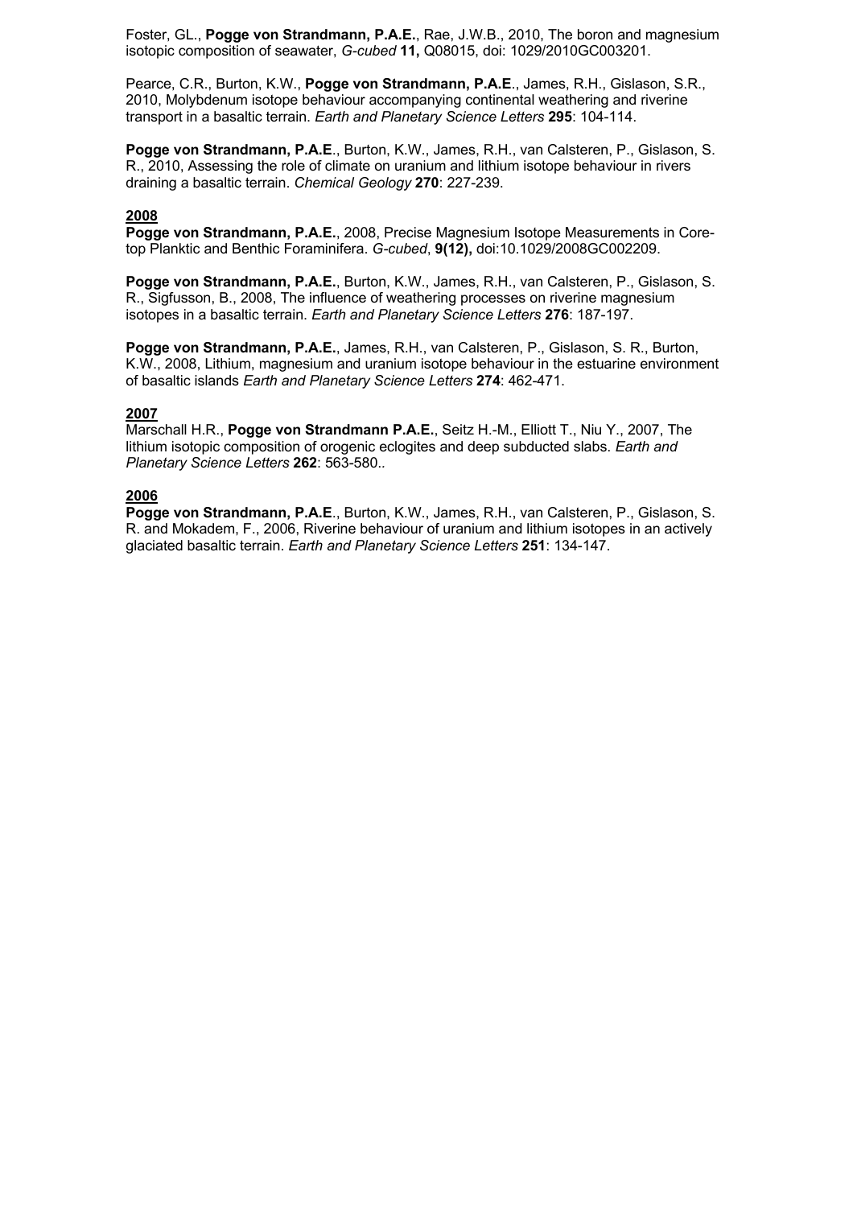Foster, GL., **Pogge von Strandmann, P.A.E.**, Rae, J.W.B., 2010, The boron and magnesium isotopic composition of seawater, *G-cubed* **11,** Q08015, doi: 1029/2010GC003201.

Pearce, C.R., Burton, K.W., **Pogge von Strandmann, P.A.E**., James, R.H., Gislason, S.R., 2010, Molybdenum isotope behaviour accompanying continental weathering and riverine transport in a basaltic terrain. *Earth and Planetary Science Letters* **295**: 104-114.

**Pogge von Strandmann, P.A.E**., Burton, K.W., James, R.H., van Calsteren, P., Gislason, S. R., 2010, Assessing the role of climate on uranium and lithium isotope behaviour in rivers draining a basaltic terrain. *Chemical Geology* **270**: 227-239.

## 2008

**Pogge von Strandmann, P.A.E.**, 2008, Precise Magnesium Isotope Measurements in Core-top Planktic and Benthic Foraminifera. *G-cubed*, **9(12),** doi:10.1029/2008GC002209.

**Pogge von Strandmann, P.A.E.**, Burton, K.W., James, R.H., van Calsteren, P., Gislason, S. R., Sigfusson, B., 2008, The influence of weathering processes on riverine magnesium isotopes in a basaltic terrain. *Earth and Planetary Science Letters* **276**: 187-197.

**Pogge von Strandmann, P.A.E.**, James, R.H., van Calsteren, P., Gislason, S. R., Burton, K.W., 2008, Lithium, magnesium and uranium isotope behaviour in the estuarine environment of basaltic islands *Earth and Planetary Science Letters* **274**: 462-471.

## 2007

Marschall H.R., **Pogge von Strandmann P.A.E.**, Seitz H.-M., Elliott T., Niu Y., 2007, The lithium isotopic composition of orogenic eclogites and deep subducted slabs. *Earth and Planetary Science Letters* **262**: 563-580..

## 2006

**Pogge von Strandmann, P.A.E**., Burton, K.W., James, R.H., van Calsteren, P., Gislason, S. R. and Mokadem, F., 2006, Riverine behaviour of uranium and lithium isotopes in an actively glaciated basaltic terrain. *Earth and Planetary Science Letters* **251**: 134-147.